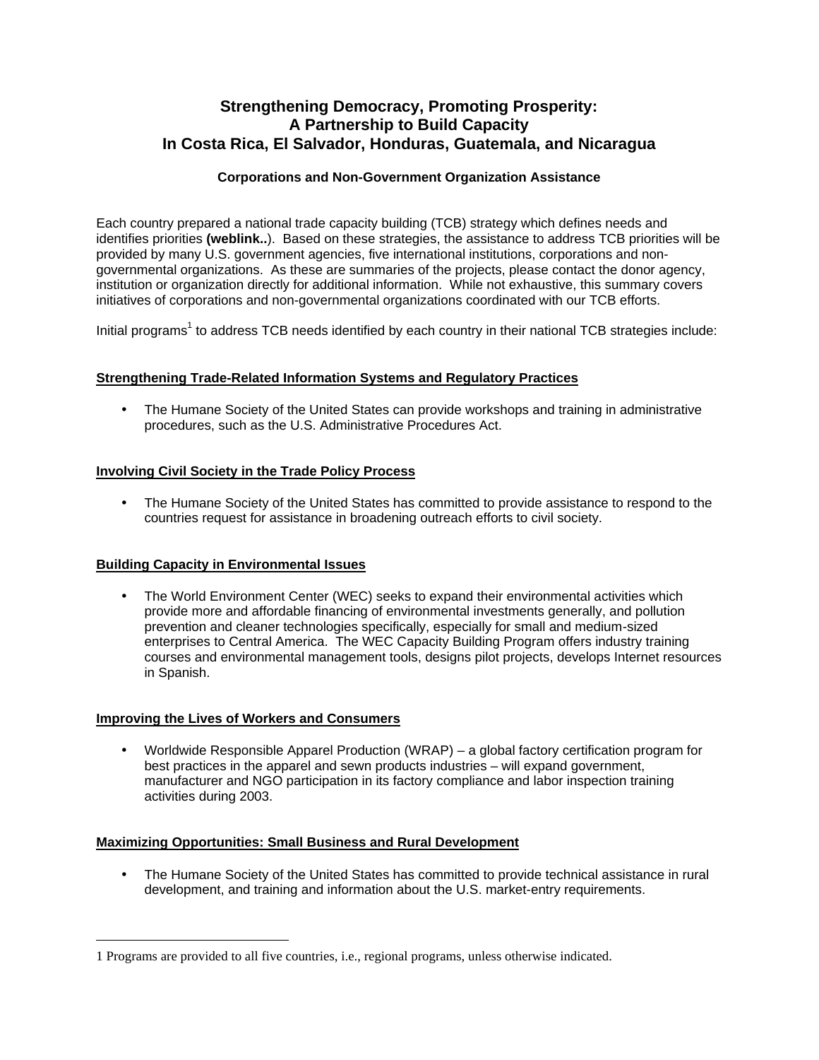# Strengthening Democracy, Promoting Prosperity: A Partnership to Build Capacity In Costa Rica, El Salvador, Honduras, Guatemala, and Nicaragua

### Corporations and Non-Government Organization Assistance

Each country prepared a national trade capacity building (TCB) strategy which defines needs and identifies priorities **(weblink..**). Based on these strategies, the assistance to address TCB priorities will be provided by many U.S. government agencies, five international institutions, corporations and non-governmental organizations. As these are summaries of the projects, please contact the donor agency, institution or organization directly for additional information. While not exhaustive, this summary covers initiatives of corporations and non-governmental organizations coordinated with our TCB efforts.

Initial programs[1] to address TCB needs identified by each country in their national TCB strategies include:

## Strengthening Trade-Related Information Systems and Regulatory Practices

- The Humane Society of the United States can provide workshops and training in administrative procedures, such as the U.S. Administrative Procedures Act.

## Involving Civil Society in the Trade Policy Process

- The Humane Society of the United States has committed to provide assistance to respond to the countries request for assistance in broadening outreach efforts to civil society.

## Building Capacity in Environmental Issues

- The World Environment Center (WEC) seeks to expand their environmental activities which provide more and affordable financing of environmental investments generally, and pollution prevention and cleaner technologies specifically, especially for small and medium-sized enterprises to Central America. The WEC Capacity Building Program offers industry training courses and environmental management tools, designs pilot projects, develops Internet resources in Spanish.

## Improving the Lives of Workers and Consumers

- Worldwide Responsible Apparel Production (WRAP) – a global factory certification program for best practices in the apparel and sewn products industries – will expand government, manufacturer and NGO participation in its factory compliance and labor inspection training activities during 2003.

## Maximizing Opportunities: Small Business and Rural Development

- The Humane Society of the United States has committed to provide technical assistance in rural development, and training and information about the U.S. market-entry requirements.

---

1 Programs are provided to all five countries, i.e., regional programs, unless otherwise indicated.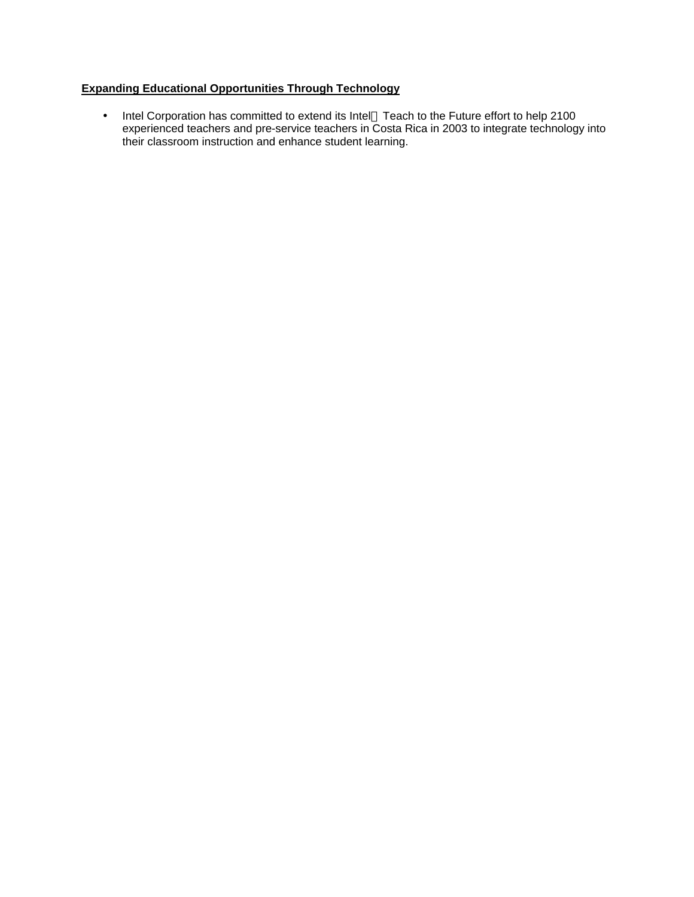**Expanding Educational Opportunities Through Technology**

- Intel Corporation has committed to extend its Intel Teach to the Future effort to help 2100 experienced teachers and pre-service teachers in Costa Rica in 2003 to integrate technology into their classroom instruction and enhance student learning.